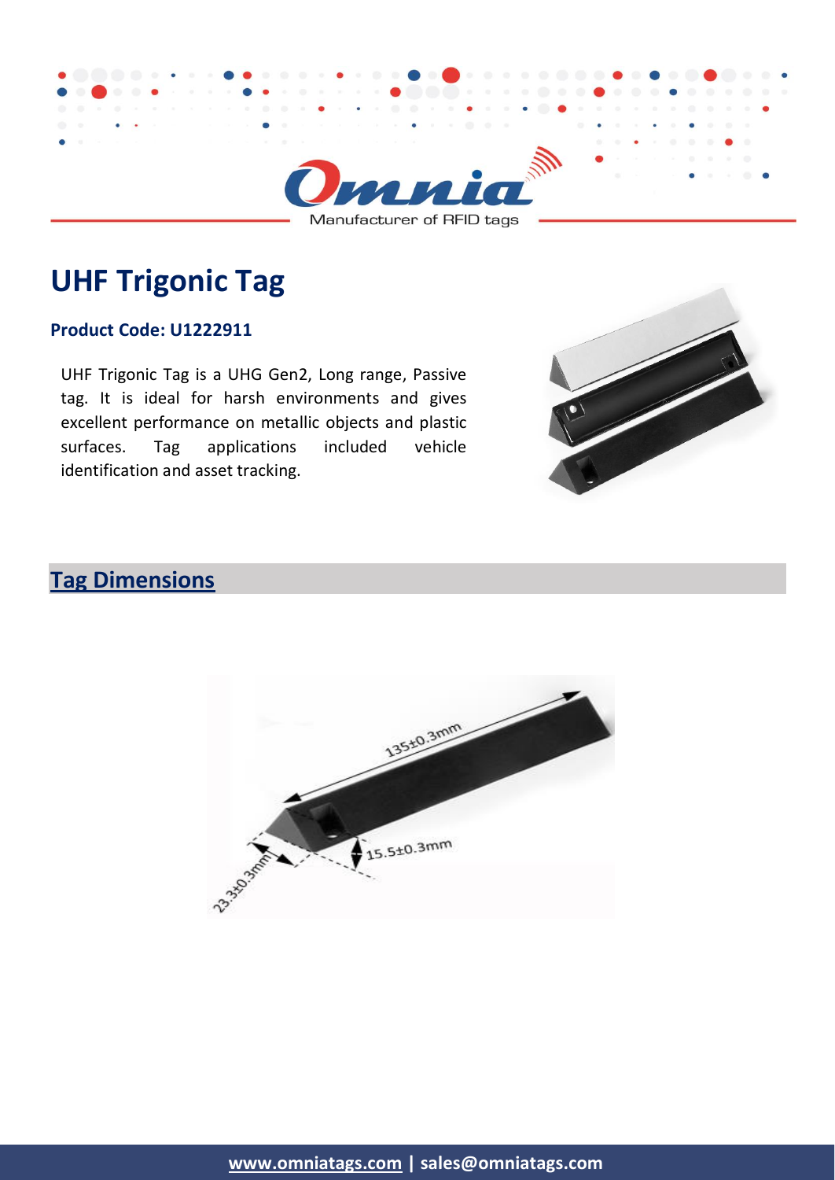Manufacturer of RFID tags

# UHF Trigonic Tag

### Product Code: U1222911

UHF Trigonic Tag is a UHG Gen2, Long range, Passive tag. It is ideal for harsh environments and gives excellent performance on metallic objects and plastic surfaces. Tag applications included vehicle identification and asset tracking.

## Tag Dimensions

135±0.3mm

15.5±0.3mm

23.3±0.3mm

**www.omniatags.com | sales@omniatags.com**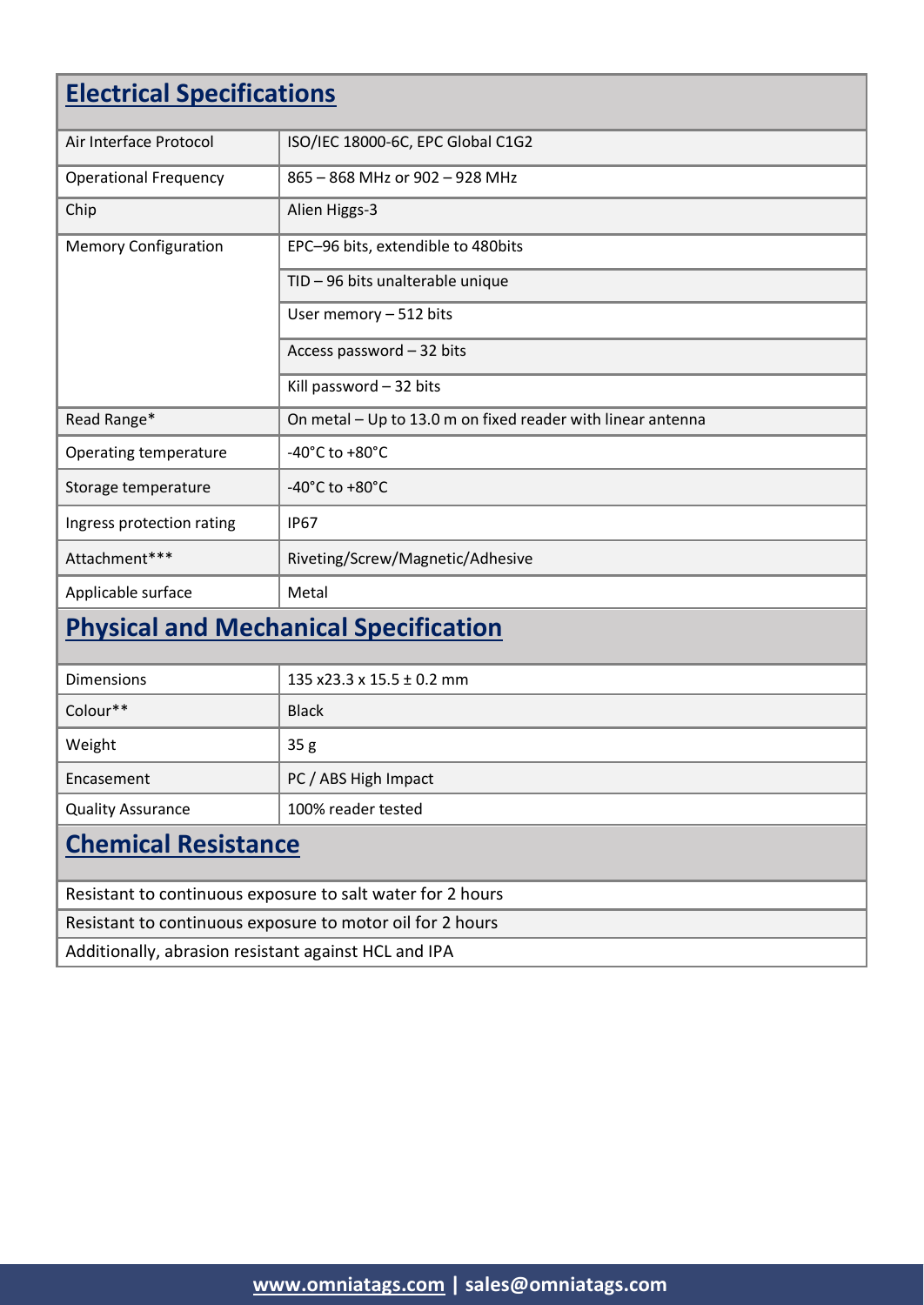## Electrical Specifications

| | |
|---|---|
| Air Interface Protocol | ISO/IEC 18000-6C, EPC Global C1G2 |
| Operational Frequency | 865 – 868 MHz or 902 – 928 MHz |
| Chip | Alien Higgs-3 |
| Memory Configuration | EPC–96 bits, extendible to 480bits |
| | TID – 96 bits unalterable unique |
| | User memory – 512 bits |
| | Access password – 32 bits |
| | Kill password – 32 bits |
| Read Range* | On metal – Up to 13.0 m on fixed reader with linear antenna |
| Operating temperature | -40°C to +80°C |
| Storage temperature | -40°C to +80°C |
| Ingress protection rating | IP67 |
| Attachment*** | Riveting/Screw/Magnetic/Adhesive |
| Applicable surface | Metal |

## Physical and Mechanical Specification

| | |
|---|---|
| Dimensions | 135 x23.3 x 15.5 ± 0.2 mm |
| Colour** | Black |
| Weight | 35 g |
| Encasement | PC / ABS High Impact |
| Quality Assurance | 100% reader tested |

## Chemical Resistance

| |
|---|
| Resistant to continuous exposure to salt water for 2 hours |
| Resistant to continuous exposure to motor oil for 2 hours |
| Additionally, abrasion resistant against HCL and IPA |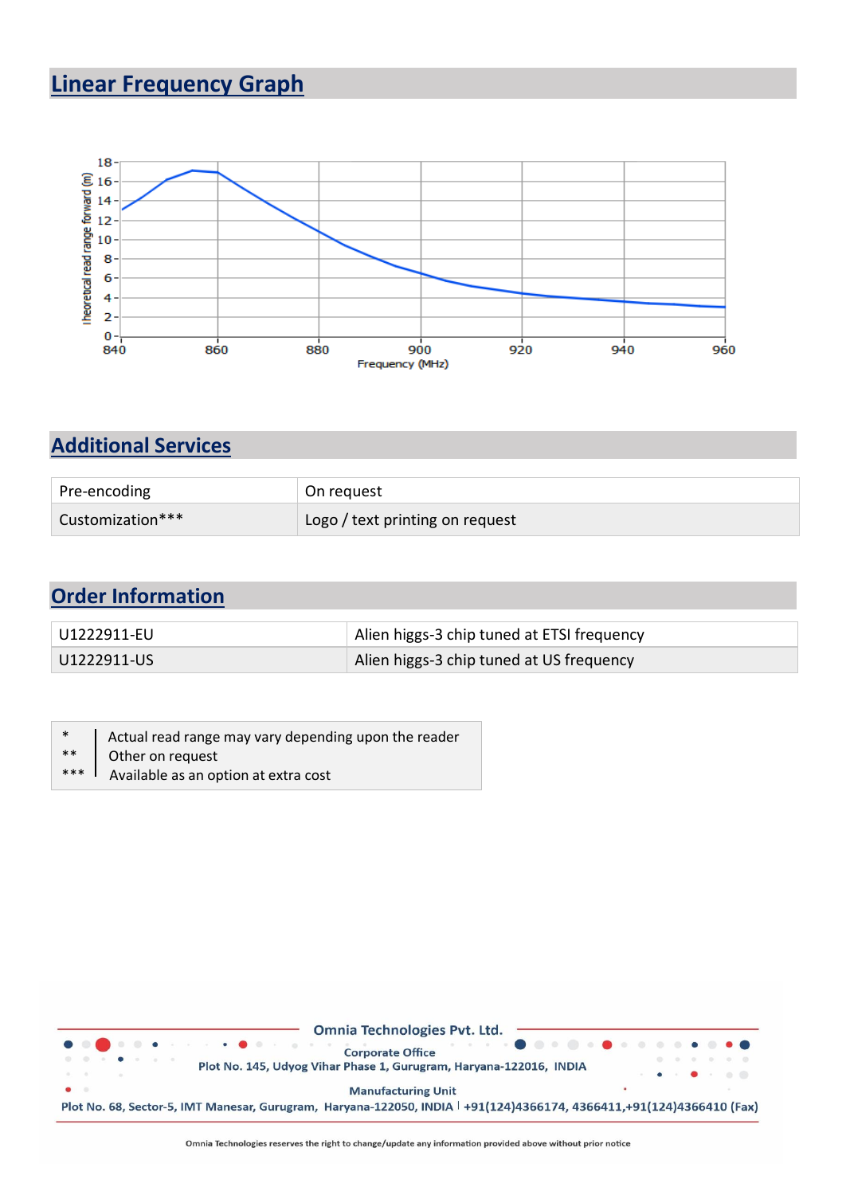## Linear Frequency Graph

Theoretical read range forward (m)

18
16
14
12
10
8
6
4
2
0

840 860 880 900 920 940 960

Frequency (MHz)

## Additional Services

| | |
|---|---|
| Pre-encoding | On request |
| Customization*** | Logo / text printing on request |

## Order Information

| | |
|---|---|
| U1222911-EU | Alien higgs-3 chip tuned at ETSI frequency |
| U1222911-US | Alien higgs-3 chip tuned at US frequency |

| | |
|---|---|
| * | Actual read range may vary depending upon the reader |
| ** | Other on request |
| *** | Available as an option at extra cost |

Omnia Technologies Pvt. Ltd.

Corporate Office
Plot No. 145, Udyog Vihar Phase 1, Gurugram, Haryana-122016, INDIA

Manufacturing Unit
Plot No. 68, Sector-5, IMT Manesar, Gurugram, Haryana-122050, INDIA | +91(124)4366174, 4366411,+91(124)4366410 (Fax)

Omnia Technologies reserves the right to change/update any information provided above without prior notice